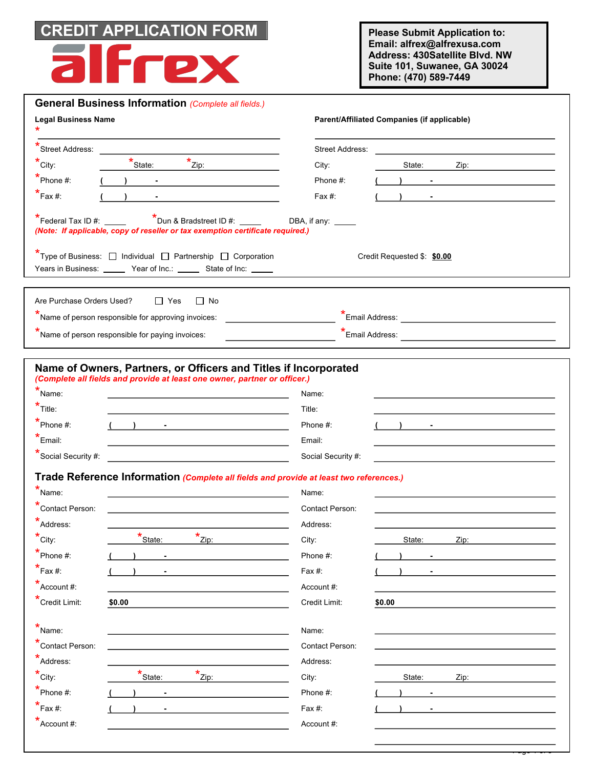# CREDIT APPLICATION FORM

alfrex

**Please Submit Application to:**
**Email: alfrex@alfrexusa.com**
**Address: 430Satellite Blvd. NW**
**Suite 101, Suwanee, GA 30024**
**Phone: (470) 589-7449**

## General Business Information *(Complete all fields.)*

| **Legal Business Name** | | **Parent/Affiliated Companies (if applicable)** | |
|---|---|---|---|
| * | | | |
| *Street Address: | | Street Address: | |
| *City: | *State: *Zip: | City: | State: Zip: |
| *Phone #: | ( ) - | Phone #: | ( ) - |
| *Fax #: | ( ) - | Fax #: | ( ) - |

*Federal Tax ID #: ______ *Dun & Bradstreet ID #: ______ DBA, if any: ______

*(Note: If applicable, copy of reseller or tax exemption certificate required.)*

*Type of Business: ☐ Individual ☐ Partnership ☐ Corporation Credit Requested $: **$0.00**

Years in Business: ______ Year of Inc.: ______ State of Inc: ______

Are Purchase Orders Used? ☐ Yes ☐ No

*Name of person responsible for approving invoices: ______ *Email Address: ______

*Name of person responsible for paying invoices: ______ *Email Address: ______

## Name of Owners, Partners, or Officers and Titles if Incorporated

*(Complete all fields and provide at least one owner, partner or officer.)*

| | | | |
|---|---|---|---|
| *Name: | | Name: | |
| *Title: | | Title: | |
| *Phone #: | ( ) - | Phone #: | ( ) - |
| *Email: | | Email: | |
| *Social Security #: | | Social Security #: | |

## Trade Reference Information *(Complete all fields and provide at least two references.)*

| | | | |
|---|---|---|---|
| *Name: | | Name: | |
| *Contact Person: | | Contact Person: | |
| *Address: | | Address: | |
| *City: | *State: *Zip: | City: | State: Zip: |
| *Phone #: | ( ) - | Phone #: | ( ) - |
| *Fax #: | ( ) - | Fax #: | ( ) - |
| *Account #: | | Account #: | |
| *Credit Limit: | $0.00 | Credit Limit: | $0.00 |

| | | | |
|---|---|---|---|
| *Name: | | Name: | |
| *Contact Person: | | Contact Person: | |
| *Address: | | Address: | |
| *City: | *State: *Zip: | City: | State: Zip: |
| *Phone #: | ( ) - | Phone #: | ( ) - |
| *Fax #: | ( ) - | Fax #: | ( ) - |
| *Account #: | | Account #: | |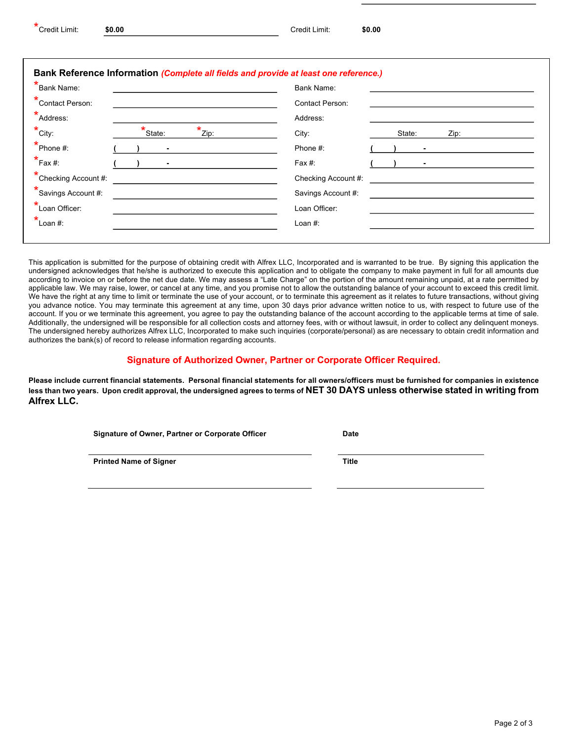| *Credit Limit: | $0.00 | Credit Limit: | $0.00 |
| --- | --- | --- | --- |

## Bank Reference Information *(Complete all fields and provide at least one reference.)*

| | | | |
| --- | --- | --- | --- |
| *Bank Name: | | Bank Name: | |
| *Contact Person: | | Contact Person: | |
| *Address: | | Address: | |
| *City: | *State: *Zip: | City: | State: Zip: |
| *Phone #: | ( ) - | Phone #: | ( ) - |
| *Fax #: | ( ) - | Fax #: | ( ) - |
| *Checking Account #: | | Checking Account #: | |
| *Savings Account #: | | Savings Account #: | |
| *Loan Officer: | | Loan Officer: | |
| *Loan #: | | Loan #: | |

This application is submitted for the purpose of obtaining credit with Alfrex LLC, Incorporated and is warranted to be true. By signing this application the undersigned acknowledges that he/she is authorized to execute this application and to obligate the company to make payment in full for all amounts due according to invoice on or before the net due date. We may assess a "Late Charge" on the portion of the amount remaining unpaid, at a rate permitted by applicable law. We may raise, lower, or cancel at any time, and you promise not to allow the outstanding balance of your account to exceed this credit limit. We have the right at any time to limit or terminate the use of your account, or to terminate this agreement as it relates to future transactions, without giving you advance notice. You may terminate this agreement at any time, upon 30 days prior advance written notice to us, with respect to future use of the account. If you or we terminate this agreement, you agree to pay the outstanding balance of the account according to the applicable terms at time of sale. Additionally, the undersigned will be responsible for all collection costs and attorney fees, with or without lawsuit, in order to collect any delinquent moneys. The undersigned hereby authorizes Alfrex LLC, Incorporated to make such inquiries (corporate/personal) as are necessary to obtain credit information and authorizes the bank(s) of record to release information regarding accounts.

**Signature of Authorized Owner, Partner or Corporate Officer Required.**

**Please include current financial statements. Personal financial statements for all owners/officers must be furnished for companies in existence less than two years. Upon credit approval, the undersigned agrees to terms of NET 30 DAYS unless otherwise stated in writing from Alfrex LLC.**

**Signature of Owner, Partner or Corporate Officer** ______________________ **Date** ______________

**Printed Name of Signer** ______________________ **Title** ______________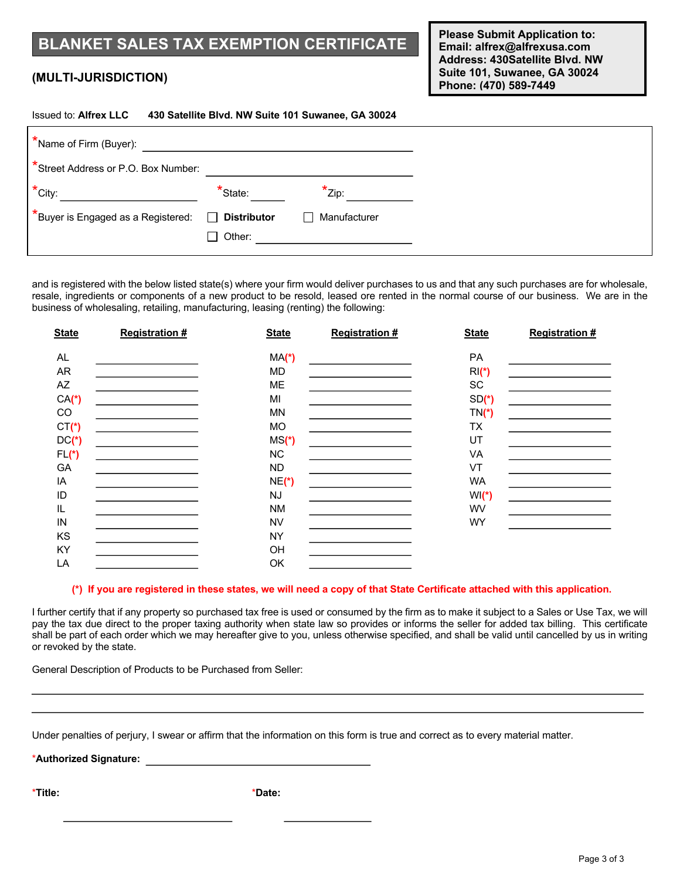# BLANKET SALES TAX EXEMPTION CERTIFICATE

**(MULTI-JURISDICTION)**

**Please Submit Application to:**
**Email: alfrex@alfrexusa.com**
**Address: 430Satellite Blvd. NW**
**Suite 101, Suwanee, GA 30024**
**Phone: (470) 589-7449**

Issued to: **Alfrex LLC** **430 Satellite Blvd. NW Suite 101 Suwanee, GA 30024**

*Name of Firm (Buyer): ______________________________

*Street Address or P.O. Box Number: ______________________________

*City: ____________________ *State: ________ *Zip: __________

*Buyer is Engaged as a Registered: ☐ **Distributor** ☐ Manufacturer

☐ Other: ____________________

and is registered with the below listed state(s) where your firm would deliver purchases to us and that any such purchases are for wholesale, resale, ingredients or components of a new product to be resold, leased ore rented in the normal course of our business. We are in the business of wholesaling, retailing, manufacturing, leasing (renting) the following:

| State | Registration # | State | Registration # | State | Registration # |
|---|---|---|---|---|---|
| AL | | MA(*) | | PA | |
| AR | | MD | | RI(*) | |
| AZ | | ME | | SC | |
| CA(*) | | MI | | SD(*) | |
| CO | | MN | | TN(*) | |
| CT(*) | | MO | | TX | |
| DC(*) | | MS(*) | | UT | |
| FL(*) | | NC | | VA | |
| GA | | ND | | VT | |
| IA | | NE(*) | | WA | |
| ID | | NJ | | WI(*) | |
| IL | | NM | | WV | |
| IN | | NV | | WY | |
| KS | | NY | | | |
| KY | | OH | | | |
| LA | | OK | | | |

**(*) If you are registered in these states, we will need a copy of that State Certificate attached with this application.**

I further certify that if any property so purchased tax free is used or consumed by the firm as to make it subject to a Sales or Use Tax, we will pay the tax due direct to the proper taxing authority when state law so provides or informs the seller for added tax billing. This certificate shall be part of each order which we may hereafter give to you, unless otherwise specified, and shall be valid until cancelled by us in writing or revoked by the state.

General Description of Products to be Purchased from Seller:

______________________________________________________________

______________________________________________________________

Under penalties of perjury, I swear or affirm that the information on this form is true and correct as to every material matter.

***Authorized Signature:** ______________________________

***Title:** ____________________ ***Date:** ______________